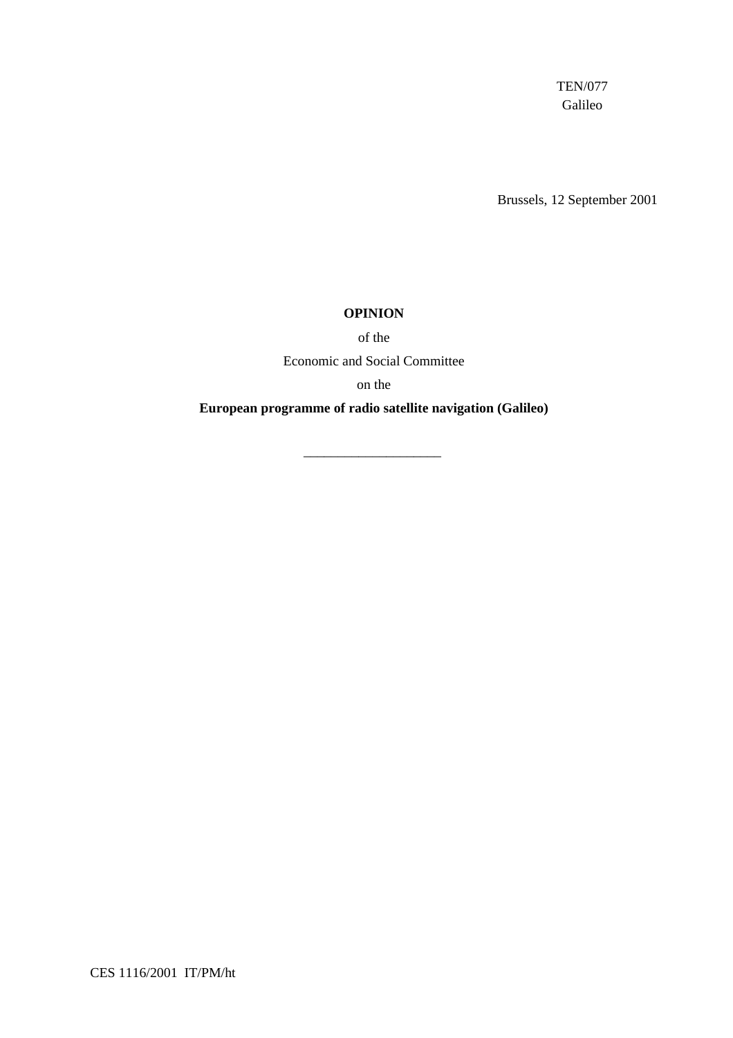TEN/077
Galileo

Brussels, 12 September 2001

**OPINION**

of the

Economic and Social Committee

on the

**European programme of radio satellite navigation (Galileo)**

\_\_\_\_\_\_\_\_\_\_\_\_\_\_\_\_\_\_\_\_

CES 1116/2001 IT/PM/ht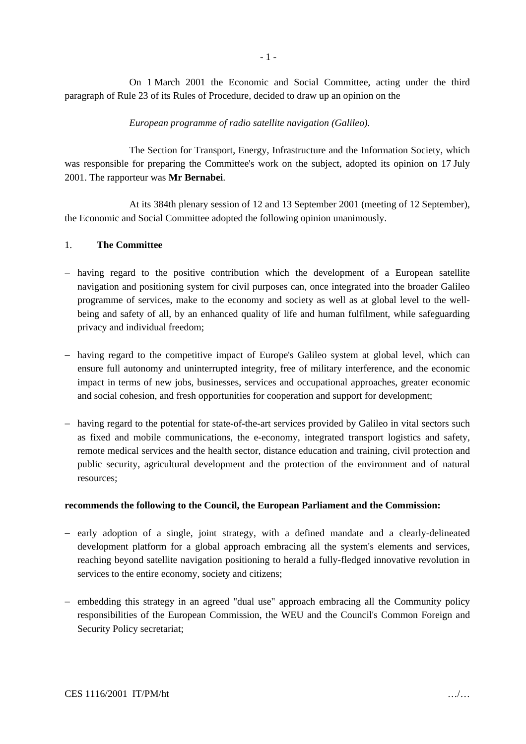On 1 March 2001 the Economic and Social Committee, acting under the third paragraph of Rule 23 of its Rules of Procedure, decided to draw up an opinion on the

*European programme of radio satellite navigation (Galileo).*

The Section for Transport, Energy, Infrastructure and the Information Society, which was responsible for preparing the Committee's work on the subject, adopted its opinion on 17 July 2001. The rapporteur was **Mr Bernabei**.

At its 384th plenary session of 12 and 13 September 2001 (meeting of 12 September), the Economic and Social Committee adopted the following opinion unanimously.

## 1. **The Committee**

- having regard to the positive contribution which the development of a European satellite navigation and positioning system for civil purposes can, once integrated into the broader Galileo programme of services, make to the economy and society as well as at global level to the well-being and safety of all, by an enhanced quality of life and human fulfilment, while safeguarding privacy and individual freedom;

- having regard to the competitive impact of Europe's Galileo system at global level, which can ensure full autonomy and uninterrupted integrity, free of military interference, and the economic impact in terms of new jobs, businesses, services and occupational approaches, greater economic and social cohesion, and fresh opportunities for cooperation and support for development;

- having regard to the potential for state-of-the-art services provided by Galileo in vital sectors such as fixed and mobile communications, the e-economy, integrated transport logistics and safety, remote medical services and the health sector, distance education and training, civil protection and public security, agricultural development and the protection of the environment and of natural resources;

**recommends the following to the Council, the European Parliament and the Commission:**

- early adoption of a single, joint strategy, with a defined mandate and a clearly-delineated development platform for a global approach embracing all the system's elements and services, reaching beyond satellite navigation positioning to herald a fully-fledged innovative revolution in services to the entire economy, society and citizens;

- embedding this strategy in an agreed "dual use" approach embracing all the Community policy responsibilities of the European Commission, the WEU and the Council's Common Foreign and Security Policy secretariat;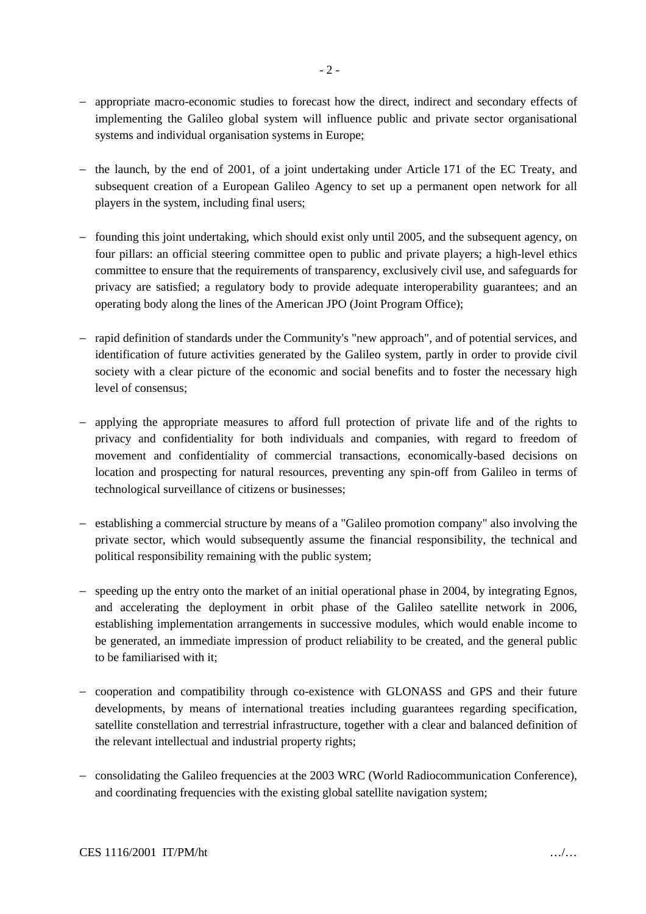- appropriate macro-economic studies to forecast how the direct, indirect and secondary effects of implementing the Galileo global system will influence public and private sector organisational systems and individual organisation systems in Europe;

- the launch, by the end of 2001, of a joint undertaking under Article 171 of the EC Treaty, and subsequent creation of a European Galileo Agency to set up a permanent open network for all players in the system, including final users;

- founding this joint undertaking, which should exist only until 2005, and the subsequent agency, on four pillars: an official steering committee open to public and private players; a high-level ethics committee to ensure that the requirements of transparency, exclusively civil use, and safeguards for privacy are satisfied; a regulatory body to provide adequate interoperability guarantees; and an operating body along the lines of the American JPO (Joint Program Office);

- rapid definition of standards under the Community's "new approach", and of potential services, and identification of future activities generated by the Galileo system, partly in order to provide civil society with a clear picture of the economic and social benefits and to foster the necessary high level of consensus;

- applying the appropriate measures to afford full protection of private life and of the rights to privacy and confidentiality for both individuals and companies, with regard to freedom of movement and confidentiality of commercial transactions, economically-based decisions on location and prospecting for natural resources, preventing any spin-off from Galileo in terms of technological surveillance of citizens or businesses;

- establishing a commercial structure by means of a "Galileo promotion company" also involving the private sector, which would subsequently assume the financial responsibility, the technical and political responsibility remaining with the public system;

- speeding up the entry onto the market of an initial operational phase in 2004, by integrating Egnos, and accelerating the deployment in orbit phase of the Galileo satellite network in 2006, establishing implementation arrangements in successive modules, which would enable income to be generated, an immediate impression of product reliability to be created, and the general public to be familiarised with it;

- cooperation and compatibility through co-existence with GLONASS and GPS and their future developments, by means of international treaties including guarantees regarding specification, satellite constellation and terrestrial infrastructure, together with a clear and balanced definition of the relevant intellectual and industrial property rights;

- consolidating the Galileo frequencies at the 2003 WRC (World Radiocommunication Conference), and coordinating frequencies with the existing global satellite navigation system;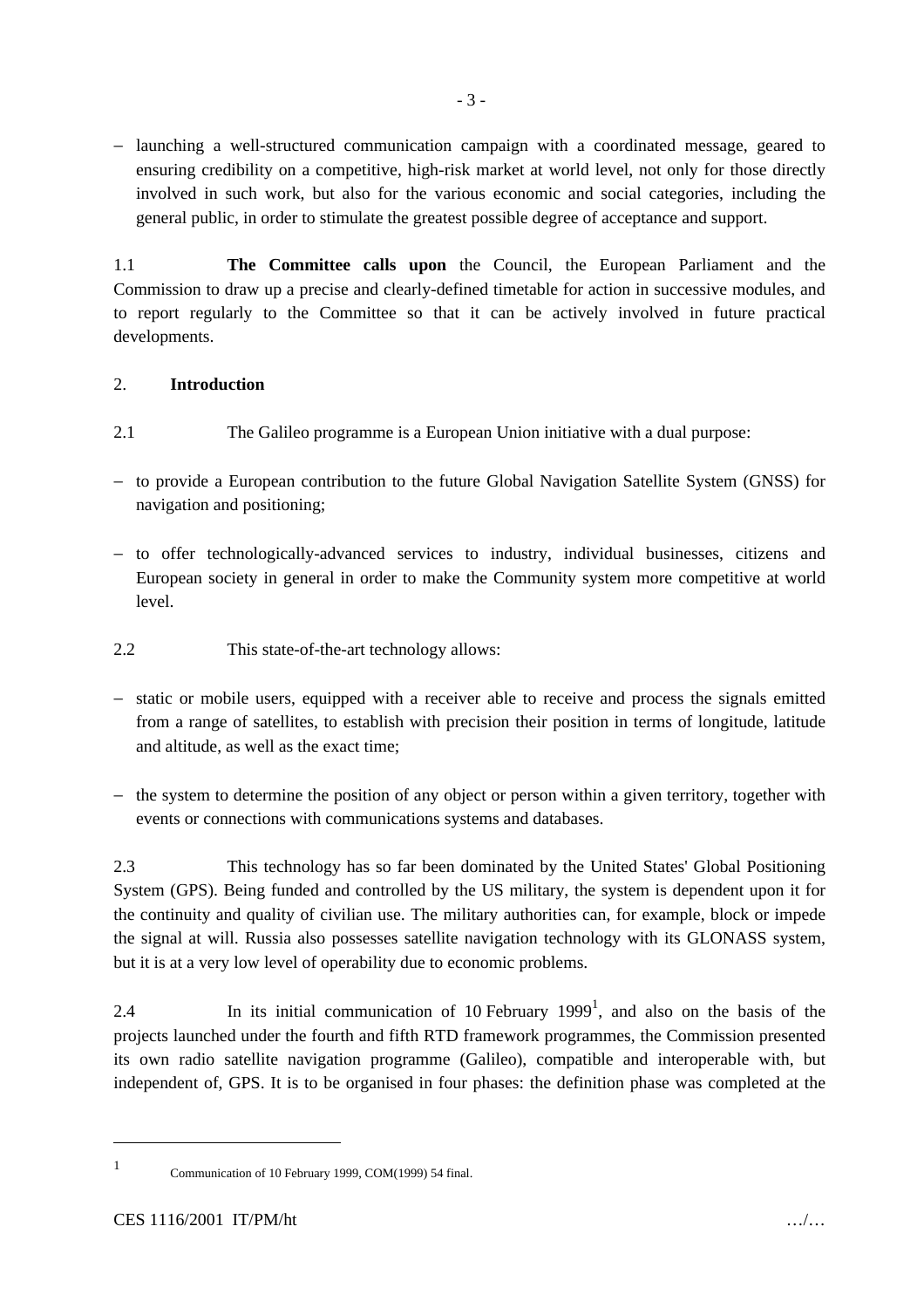- launching a well-structured communication campaign with a coordinated message, geared to ensuring credibility on a competitive, high-risk market at world level, not only for those directly involved in such work, but also for the various economic and social categories, including the general public, in order to stimulate the greatest possible degree of acceptance and support.

1.1 **The Committee calls upon** the Council, the European Parliament and the Commission to draw up a precise and clearly-defined timetable for action in successive modules, and to report regularly to the Committee so that it can be actively involved in future practical developments.

## 2. Introduction

2.1 The Galileo programme is a European Union initiative with a dual purpose:

- to provide a European contribution to the future Global Navigation Satellite System (GNSS) for navigation and positioning;
- to offer technologically-advanced services to industry, individual businesses, citizens and European society in general in order to make the Community system more competitive at world level.

2.2 This state-of-the-art technology allows:

- static or mobile users, equipped with a receiver able to receive and process the signals emitted from a range of satellites, to establish with precision their position in terms of longitude, latitude and altitude, as well as the exact time;
- the system to determine the position of any object or person within a given territory, together with events or connections with communications systems and databases.

2.3 This technology has so far been dominated by the United States' Global Positioning System (GPS). Being funded and controlled by the US military, the system is dependent upon it for the continuity and quality of civilian use. The military authorities can, for example, block or impede the signal at will. Russia also possesses satellite navigation technology with its GLONASS system, but it is at a very low level of operability due to economic problems.

2.4 In its initial communication of 10 February 1999[1], and also on the basis of the projects launched under the fourth and fifth RTD framework programmes, the Commission presented its own radio satellite navigation programme (Galileo), compatible and interoperable with, but independent of, GPS. It is to be organised in four phases: the definition phase was completed at the

[1] Communication of 10 February 1999, COM(1999) 54 final.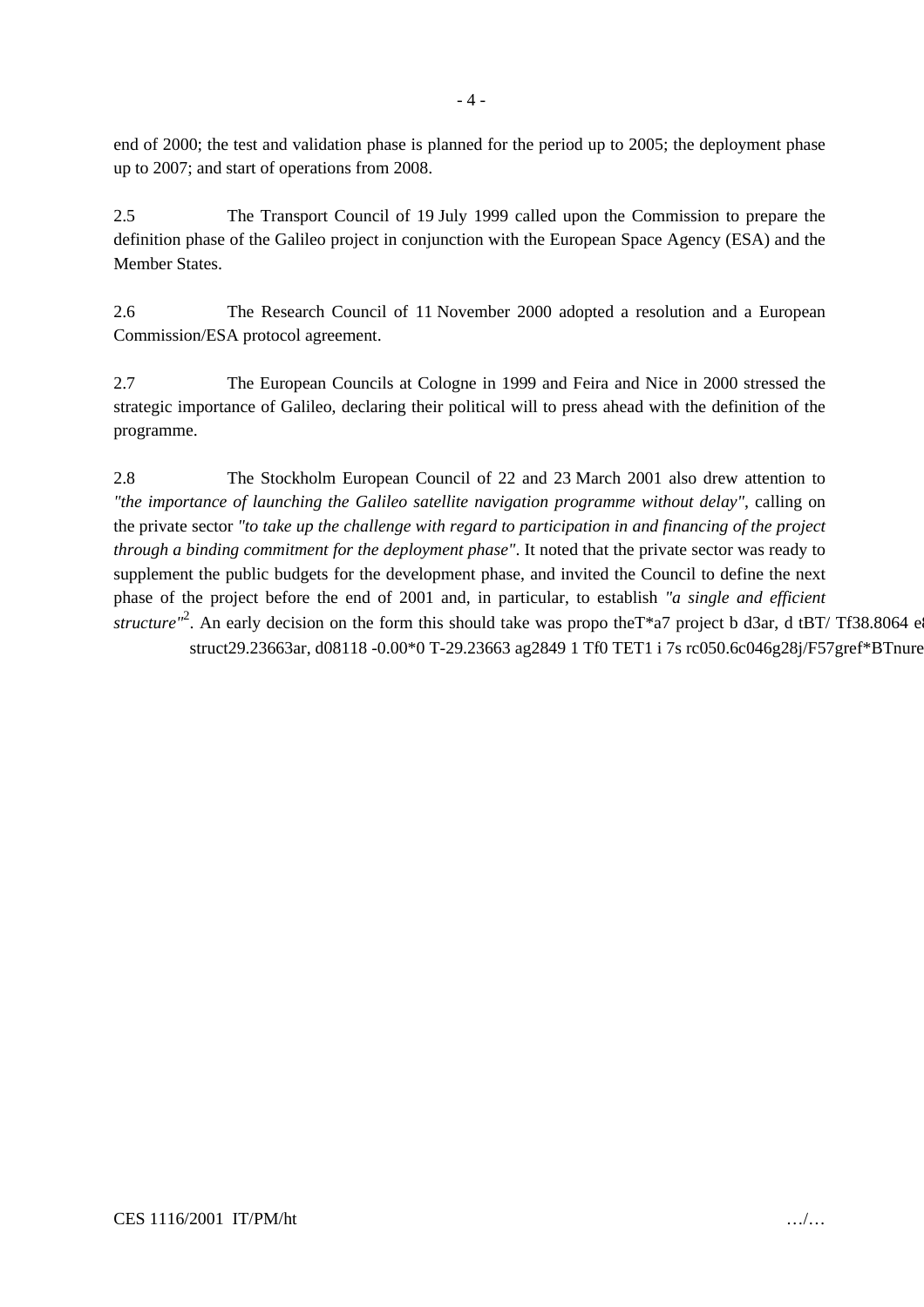end of 2000; the test and validation phase is planned for the period up to 2005; the deployment phase up to 2007; and start of operations from 2008.

2.5 The Transport Council of 19 July 1999 called upon the Commission to prepare the definition phase of the Galileo project in conjunction with the European Space Agency (ESA) and the Member States.

2.6 The Research Council of 11 November 2000 adopted a resolution and a European Commission/ESA protocol agreement.

2.7 The European Councils at Cologne in 1999 and Feira and Nice in 2000 stressed the strategic importance of Galileo, declaring their political will to press ahead with the definition of the programme.

2.8 The Stockholm European Council of 22 and 23 March 2001 also drew attention to *"the importance of launching the Galileo satellite navigation programme without delay"*, calling on the private sector *"to take up the challenge with regard to participation in and financing of the project through a binding commitment for the deployment phase"*. It noted that the private sector was ready to supplement the public budgets for the development phase, and invited the Council to define the next phase of the project before the end of 2001 and, in particular, to establish *"a single and efficient structure"*[2]. An early decision on the form this should take was propo theT*a7 project b d3ar, d tBT/ Tf38.8064 e8
struct29.23663ar, d08118 -0.00*0 T-29.23663 ag2849 1 Tf0 TET1 i 7s rc050.6c046g28j/F57gref*BTnure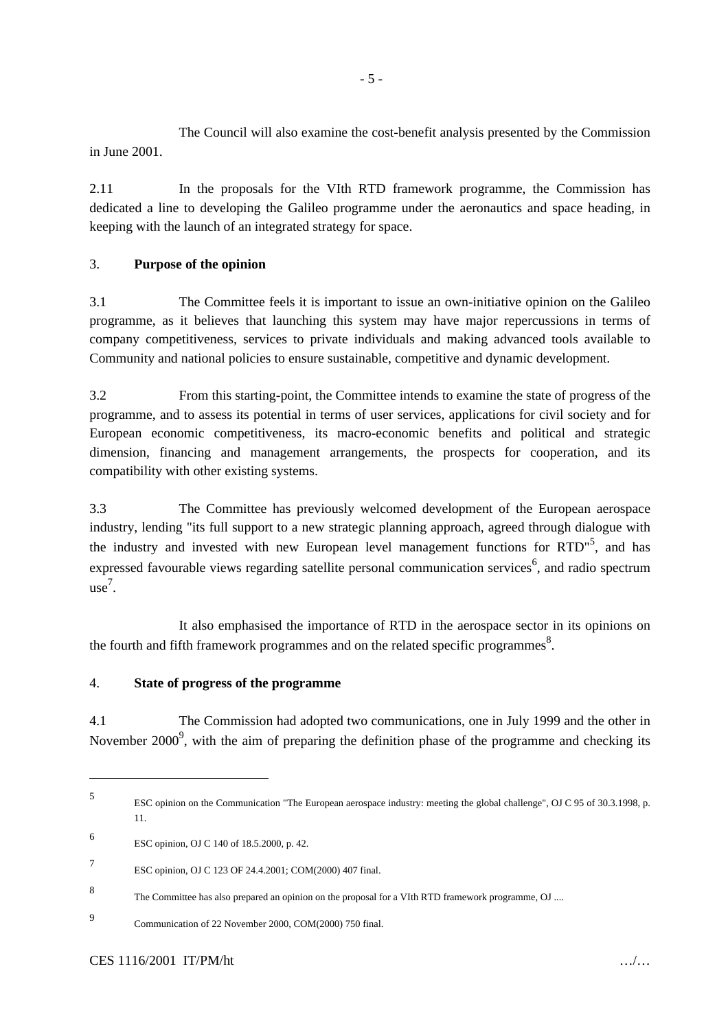The Council will also examine the cost-benefit analysis presented by the Commission in June 2001.

2.11 In the proposals for the VIth RTD framework programme, the Commission has dedicated a line to developing the Galileo programme under the aeronautics and space heading, in keeping with the launch of an integrated strategy for space.

## 3. **Purpose of the opinion**

3.1 The Committee feels it is important to issue an own-initiative opinion on the Galileo programme, as it believes that launching this system may have major repercussions in terms of company competitiveness, services to private individuals and making advanced tools available to Community and national policies to ensure sustainable, competitive and dynamic development.

3.2 From this starting-point, the Committee intends to examine the state of progress of the programme, and to assess its potential in terms of user services, applications for civil society and for European economic competitiveness, its macro-economic benefits and political and strategic dimension, financing and management arrangements, the prospects for cooperation, and its compatibility with other existing systems.

3.3 The Committee has previously welcomed development of the European aerospace industry, lending "its full support to a new strategic planning approach, agreed through dialogue with the industry and invested with new European level management functions for RTD"[5], and has expressed favourable views regarding satellite personal communication services[6], and radio spectrum use[7].

It also emphasised the importance of RTD in the aerospace sector in its opinions on the fourth and fifth framework programmes and on the related specific programmes[8].

## 4. **State of progress of the programme**

4.1 The Commission had adopted two communications, one in July 1999 and the other in November 2000[9], with the aim of preparing the definition phase of the programme and checking its

---

5 ESC opinion on the Communication "The European aerospace industry: meeting the global challenge", OJ C 95 of 30.3.1998, p. 11.

6 ESC opinion, OJ C 140 of 18.5.2000, p. 42.

7 ESC opinion, OJ C 123 OF 24.4.2001; COM(2000) 407 final.

8 The Committee has also prepared an opinion on the proposal for a VIth RTD framework programme, OJ ....

9 Communication of 22 November 2000, COM(2000) 750 final.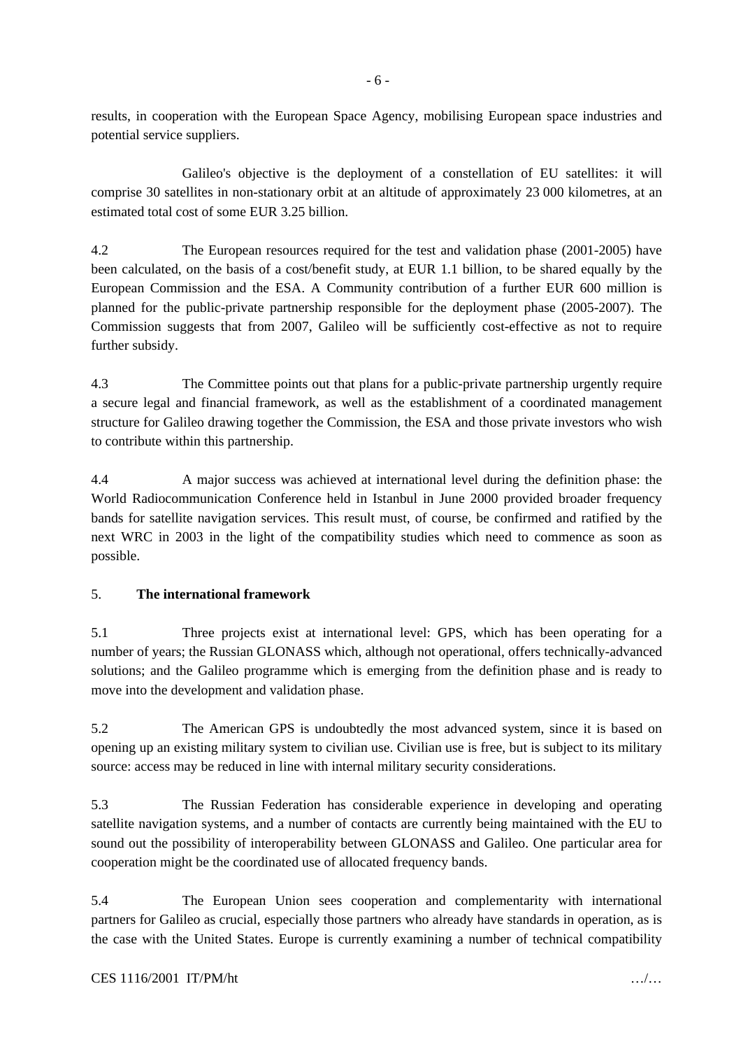results, in cooperation with the European Space Agency, mobilising European space industries and potential service suppliers.

Galileo's objective is the deployment of a constellation of EU satellites: it will comprise 30 satellites in non-stationary orbit at an altitude of approximately 23 000 kilometres, at an estimated total cost of some EUR 3.25 billion.

4.2 The European resources required for the test and validation phase (2001-2005) have been calculated, on the basis of a cost/benefit study, at EUR 1.1 billion, to be shared equally by the European Commission and the ESA. A Community contribution of a further EUR 600 million is planned for the public-private partnership responsible for the deployment phase (2005-2007). The Commission suggests that from 2007, Galileo will be sufficiently cost-effective as not to require further subsidy.

4.3 The Committee points out that plans for a public-private partnership urgently require a secure legal and financial framework, as well as the establishment of a coordinated management structure for Galileo drawing together the Commission, the ESA and those private investors who wish to contribute within this partnership.

4.4 A major success was achieved at international level during the definition phase: the World Radiocommunication Conference held in Istanbul in June 2000 provided broader frequency bands for satellite navigation services. This result must, of course, be confirmed and ratified by the next WRC in 2003 in the light of the compatibility studies which need to commence as soon as possible.

## 5. **The international framework**

5.1 Three projects exist at international level: GPS, which has been operating for a number of years; the Russian GLONASS which, although not operational, offers technically-advanced solutions; and the Galileo programme which is emerging from the definition phase and is ready to move into the development and validation phase.

5.2 The American GPS is undoubtedly the most advanced system, since it is based on opening up an existing military system to civilian use. Civilian use is free, but is subject to its military source: access may be reduced in line with internal military security considerations.

5.3 The Russian Federation has considerable experience in developing and operating satellite navigation systems, and a number of contacts are currently being maintained with the EU to sound out the possibility of interoperability between GLONASS and Galileo. One particular area for cooperation might be the coordinated use of allocated frequency bands.

5.4 The European Union sees cooperation and complementarity with international partners for Galileo as crucial, especially those partners who already have standards in operation, as is the case with the United States. Europe is currently examining a number of technical compatibility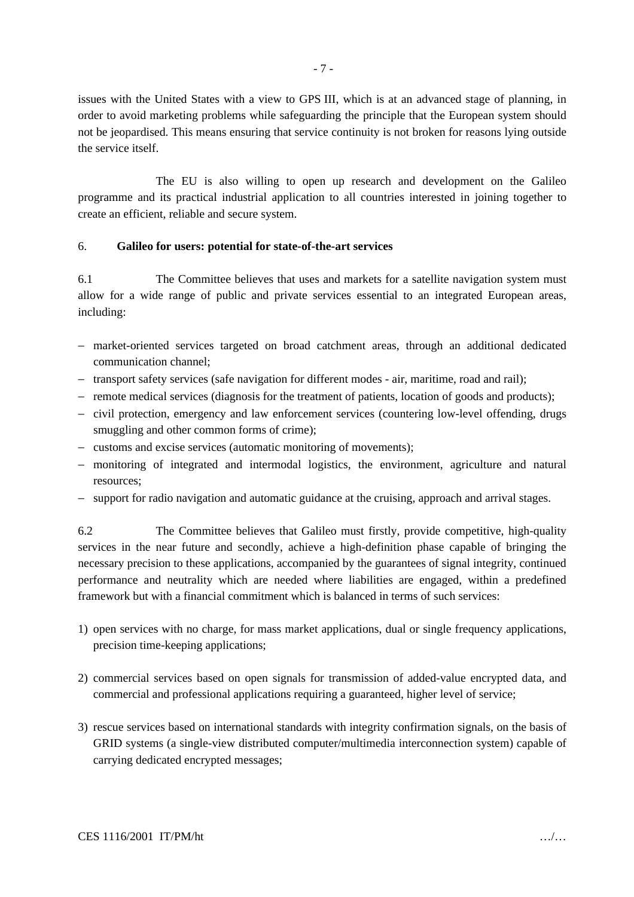issues with the United States with a view to GPS III, which is at an advanced stage of planning, in order to avoid marketing problems while safeguarding the principle that the European system should not be jeopardised. This means ensuring that service continuity is not broken for reasons lying outside the service itself.

The EU is also willing to open up research and development on the Galileo programme and its practical industrial application to all countries interested in joining together to create an efficient, reliable and secure system.

## 6. **Galileo for users: potential for state-of-the-art services**

6.1 The Committee believes that uses and markets for a satellite navigation system must allow for a wide range of public and private services essential to an integrated European areas, including:

- market-oriented services targeted on broad catchment areas, through an additional dedicated communication channel;
- transport safety services (safe navigation for different modes - air, maritime, road and rail);
- remote medical services (diagnosis for the treatment of patients, location of goods and products);
- civil protection, emergency and law enforcement services (countering low-level offending, drugs smuggling and other common forms of crime);
- customs and excise services (automatic monitoring of movements);
- monitoring of integrated and intermodal logistics, the environment, agriculture and natural resources;
- support for radio navigation and automatic guidance at the cruising, approach and arrival stages.

6.2 The Committee believes that Galileo must firstly, provide competitive, high-quality services in the near future and secondly, achieve a high-definition phase capable of bringing the necessary precision to these applications, accompanied by the guarantees of signal integrity, continued performance and neutrality which are needed where liabilities are engaged, within a predefined framework but with a financial commitment which is balanced in terms of such services:

1) open services with no charge, for mass market applications, dual or single frequency applications, precision time-keeping applications;

2) commercial services based on open signals for transmission of added-value encrypted data, and commercial and professional applications requiring a guaranteed, higher level of service;

3) rescue services based on international standards with integrity confirmation signals, on the basis of GRID systems (a single-view distributed computer/multimedia interconnection system) capable of carrying dedicated encrypted messages;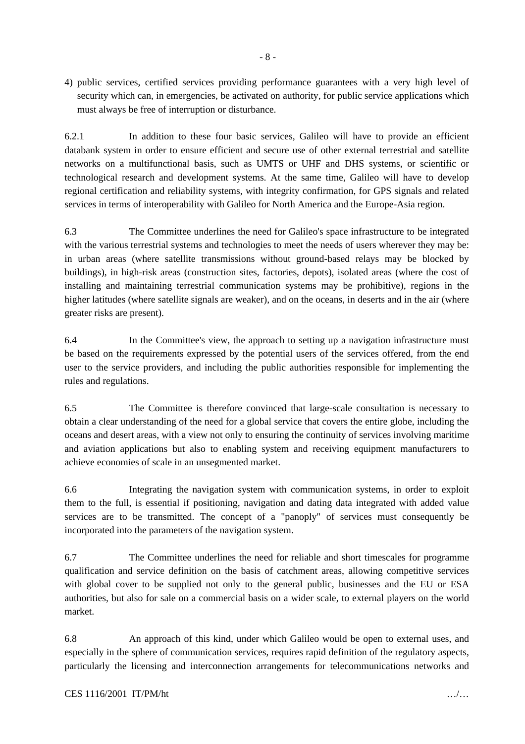4) public services, certified services providing performance guarantees with a very high level of security which can, in emergencies, be activated on authority, for public service applications which must always be free of interruption or disturbance.

6.2.1 In addition to these four basic services, Galileo will have to provide an efficient databank system in order to ensure efficient and secure use of other external terrestrial and satellite networks on a multifunctional basis, such as UMTS or UHF and DHS systems, or scientific or technological research and development systems. At the same time, Galileo will have to develop regional certification and reliability systems, with integrity confirmation, for GPS signals and related services in terms of interoperability with Galileo for North America and the Europe-Asia region.

6.3 The Committee underlines the need for Galileo's space infrastructure to be integrated with the various terrestrial systems and technologies to meet the needs of users wherever they may be: in urban areas (where satellite transmissions without ground-based relays may be blocked by buildings), in high-risk areas (construction sites, factories, depots), isolated areas (where the cost of installing and maintaining terrestrial communication systems may be prohibitive), regions in the higher latitudes (where satellite signals are weaker), and on the oceans, in deserts and in the air (where greater risks are present).

6.4 In the Committee's view, the approach to setting up a navigation infrastructure must be based on the requirements expressed by the potential users of the services offered, from the end user to the service providers, and including the public authorities responsible for implementing the rules and regulations.

6.5 The Committee is therefore convinced that large-scale consultation is necessary to obtain a clear understanding of the need for a global service that covers the entire globe, including the oceans and desert areas, with a view not only to ensuring the continuity of services involving maritime and aviation applications but also to enabling system and receiving equipment manufacturers to achieve economies of scale in an unsegmented market.

6.6 Integrating the navigation system with communication systems, in order to exploit them to the full, is essential if positioning, navigation and dating data integrated with added value services are to be transmitted. The concept of a "panoply" of services must consequently be incorporated into the parameters of the navigation system.

6.7 The Committee underlines the need for reliable and short timescales for programme qualification and service definition on the basis of catchment areas, allowing competitive services with global cover to be supplied not only to the general public, businesses and the EU or ESA authorities, but also for sale on a commercial basis on a wider scale, to external players on the world market.

6.8 An approach of this kind, under which Galileo would be open to external uses, and especially in the sphere of communication services, requires rapid definition of the regulatory aspects, particularly the licensing and interconnection arrangements for telecommunications networks and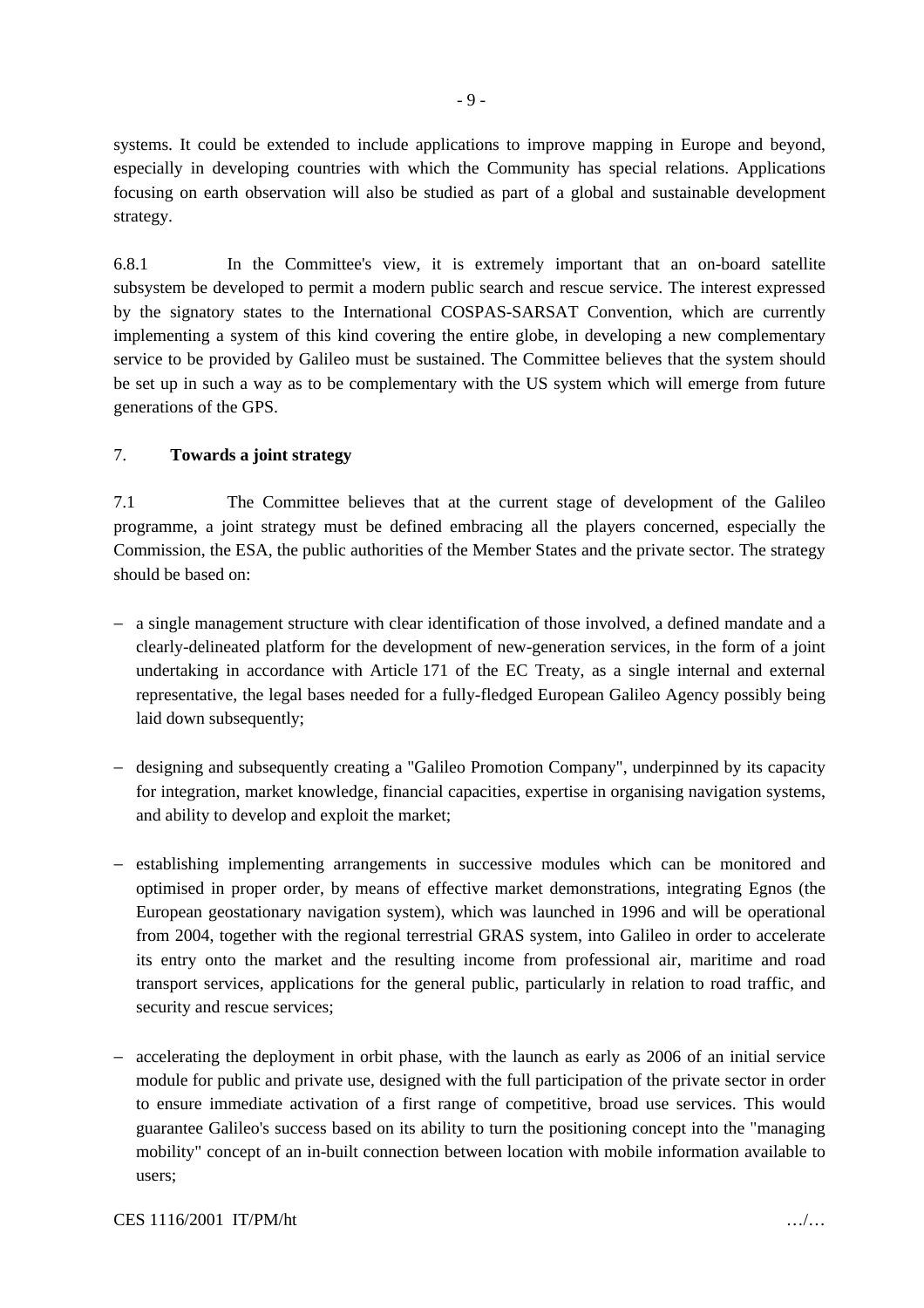systems. It could be extended to include applications to improve mapping in Europe and beyond, especially in developing countries with which the Community has special relations. Applications focusing on earth observation will also be studied as part of a global and sustainable development strategy.

6.8.1 In the Committee's view, it is extremely important that an on-board satellite subsystem be developed to permit a modern public search and rescue service. The interest expressed by the signatory states to the International COSPAS-SARSAT Convention, which are currently implementing a system of this kind covering the entire globe, in developing a new complementary service to be provided by Galileo must be sustained. The Committee believes that the system should be set up in such a way as to be complementary with the US system which will emerge from future generations of the GPS.

## 7. **Towards a joint strategy**

7.1 The Committee believes that at the current stage of development of the Galileo programme, a joint strategy must be defined embracing all the players concerned, especially the Commission, the ESA, the public authorities of the Member States and the private sector. The strategy should be based on:

- a single management structure with clear identification of those involved, a defined mandate and a clearly-delineated platform for the development of new-generation services, in the form of a joint undertaking in accordance with Article 171 of the EC Treaty, as a single internal and external representative, the legal bases needed for a fully-fledged European Galileo Agency possibly being laid down subsequently;

- designing and subsequently creating a "Galileo Promotion Company", underpinned by its capacity for integration, market knowledge, financial capacities, expertise in organising navigation systems, and ability to develop and exploit the market;

- establishing implementing arrangements in successive modules which can be monitored and optimised in proper order, by means of effective market demonstrations, integrating Egnos (the European geostationary navigation system), which was launched in 1996 and will be operational from 2004, together with the regional terrestrial GRAS system, into Galileo in order to accelerate its entry onto the market and the resulting income from professional air, maritime and road transport services, applications for the general public, particularly in relation to road traffic, and security and rescue services;

- accelerating the deployment in orbit phase, with the launch as early as 2006 of an initial service module for public and private use, designed with the full participation of the private sector in order to ensure immediate activation of a first range of competitive, broad use services. This would guarantee Galileo's success based on its ability to turn the positioning concept into the "managing mobility" concept of an in-built connection between location with mobile information available to users;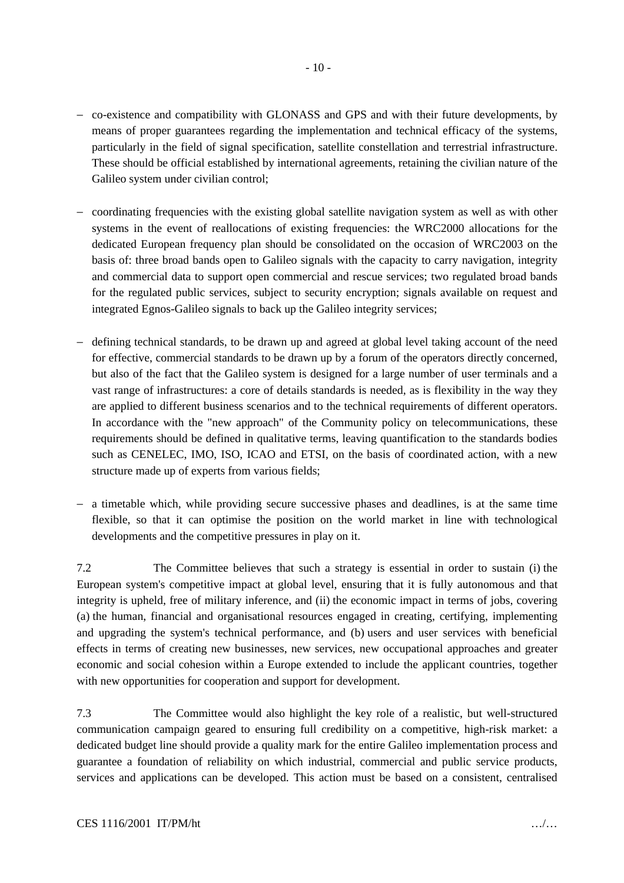- co-existence and compatibility with GLONASS and GPS and with their future developments, by means of proper guarantees regarding the implementation and technical efficacy of the systems, particularly in the field of signal specification, satellite constellation and terrestrial infrastructure. These should be official established by international agreements, retaining the civilian nature of the Galileo system under civilian control;

- coordinating frequencies with the existing global satellite navigation system as well as with other systems in the event of reallocations of existing frequencies: the WRC2000 allocations for the dedicated European frequency plan should be consolidated on the occasion of WRC2003 on the basis of: three broad bands open to Galileo signals with the capacity to carry navigation, integrity and commercial data to support open commercial and rescue services; two regulated broad bands for the regulated public services, subject to security encryption; signals available on request and integrated Egnos-Galileo signals to back up the Galileo integrity services;

- defining technical standards, to be drawn up and agreed at global level taking account of the need for effective, commercial standards to be drawn up by a forum of the operators directly concerned, but also of the fact that the Galileo system is designed for a large number of user terminals and a vast range of infrastructures: a core of details standards is needed, as is flexibility in the way they are applied to different business scenarios and to the technical requirements of different operators. In accordance with the "new approach" of the Community policy on telecommunications, these requirements should be defined in qualitative terms, leaving quantification to the standards bodies such as CENELEC, IMO, ISO, ICAO and ETSI, on the basis of coordinated action, with a new structure made up of experts from various fields;

- a timetable which, while providing secure successive phases and deadlines, is at the same time flexible, so that it can optimise the position on the world market in line with technological developments and the competitive pressures in play on it.

7.2 The Committee believes that such a strategy is essential in order to sustain (i) the European system's competitive impact at global level, ensuring that it is fully autonomous and that integrity is upheld, free of military inference, and (ii) the economic impact in terms of jobs, covering (a) the human, financial and organisational resources engaged in creating, certifying, implementing and upgrading the system's technical performance, and (b) users and user services with beneficial effects in terms of creating new businesses, new services, new occupational approaches and greater economic and social cohesion within a Europe extended to include the applicant countries, together with new opportunities for cooperation and support for development.

7.3 The Committee would also highlight the key role of a realistic, but well-structured communication campaign geared to ensuring full credibility on a competitive, high-risk market: a dedicated budget line should provide a quality mark for the entire Galileo implementation process and guarantee a foundation of reliability on which industrial, commercial and public service products, services and applications can be developed. This action must be based on a consistent, centralised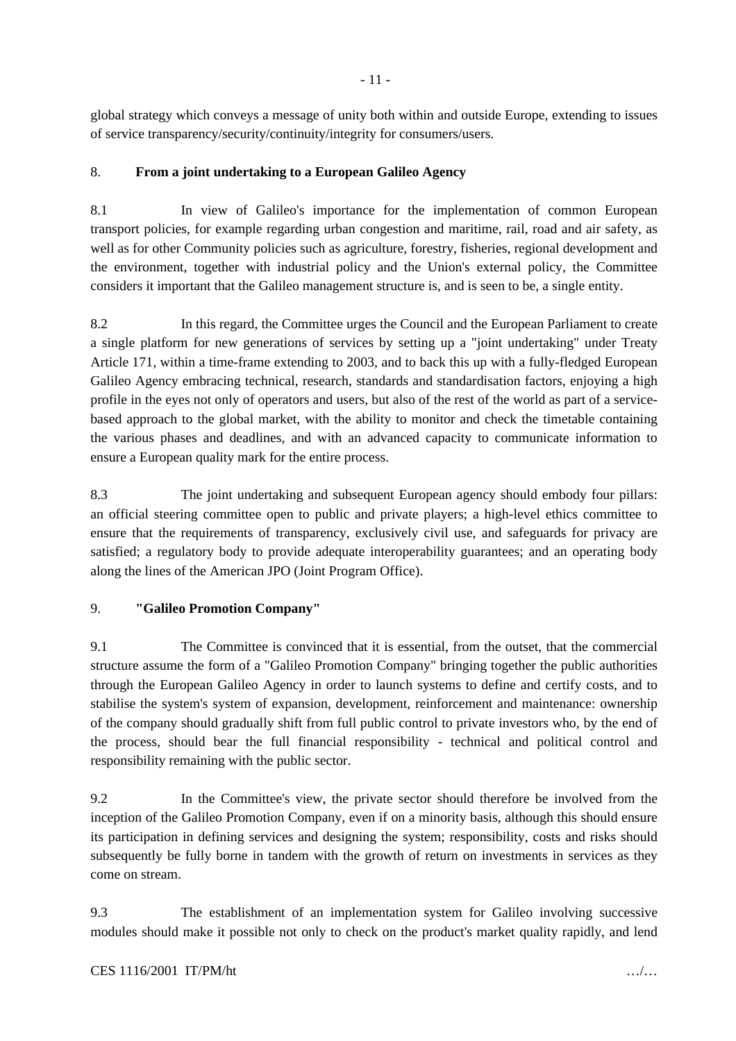global strategy which conveys a message of unity both within and outside Europe, extending to issues of service transparency/security/continuity/integrity for consumers/users.

## 8. **From a joint undertaking to a European Galileo Agency**

8.1 In view of Galileo's importance for the implementation of common European transport policies, for example regarding urban congestion and maritime, rail, road and air safety, as well as for other Community policies such as agriculture, forestry, fisheries, regional development and the environment, together with industrial policy and the Union's external policy, the Committee considers it important that the Galileo management structure is, and is seen to be, a single entity.

8.2 In this regard, the Committee urges the Council and the European Parliament to create a single platform for new generations of services by setting up a "joint undertaking" under Treaty Article 171, within a time-frame extending to 2003, and to back this up with a fully-fledged European Galileo Agency embracing technical, research, standards and standardisation factors, enjoying a high profile in the eyes not only of operators and users, but also of the rest of the world as part of a service-based approach to the global market, with the ability to monitor and check the timetable containing the various phases and deadlines, and with an advanced capacity to communicate information to ensure a European quality mark for the entire process.

8.3 The joint undertaking and subsequent European agency should embody four pillars: an official steering committee open to public and private players; a high-level ethics committee to ensure that the requirements of transparency, exclusively civil use, and safeguards for privacy are satisfied; a regulatory body to provide adequate interoperability guarantees; and an operating body along the lines of the American JPO (Joint Program Office).

## 9. **"Galileo Promotion Company"**

9.1 The Committee is convinced that it is essential, from the outset, that the commercial structure assume the form of a "Galileo Promotion Company" bringing together the public authorities through the European Galileo Agency in order to launch systems to define and certify costs, and to stabilise the system's system of expansion, development, reinforcement and maintenance: ownership of the company should gradually shift from full public control to private investors who, by the end of the process, should bear the full financial responsibility - technical and political control and responsibility remaining with the public sector.

9.2 In the Committee's view, the private sector should therefore be involved from the inception of the Galileo Promotion Company, even if on a minority basis, although this should ensure its participation in defining services and designing the system; responsibility, costs and risks should subsequently be fully borne in tandem with the growth of return on investments in services as they come on stream.

9.3 The establishment of an implementation system for Galileo involving successive modules should make it possible not only to check on the product's market quality rapidly, and lend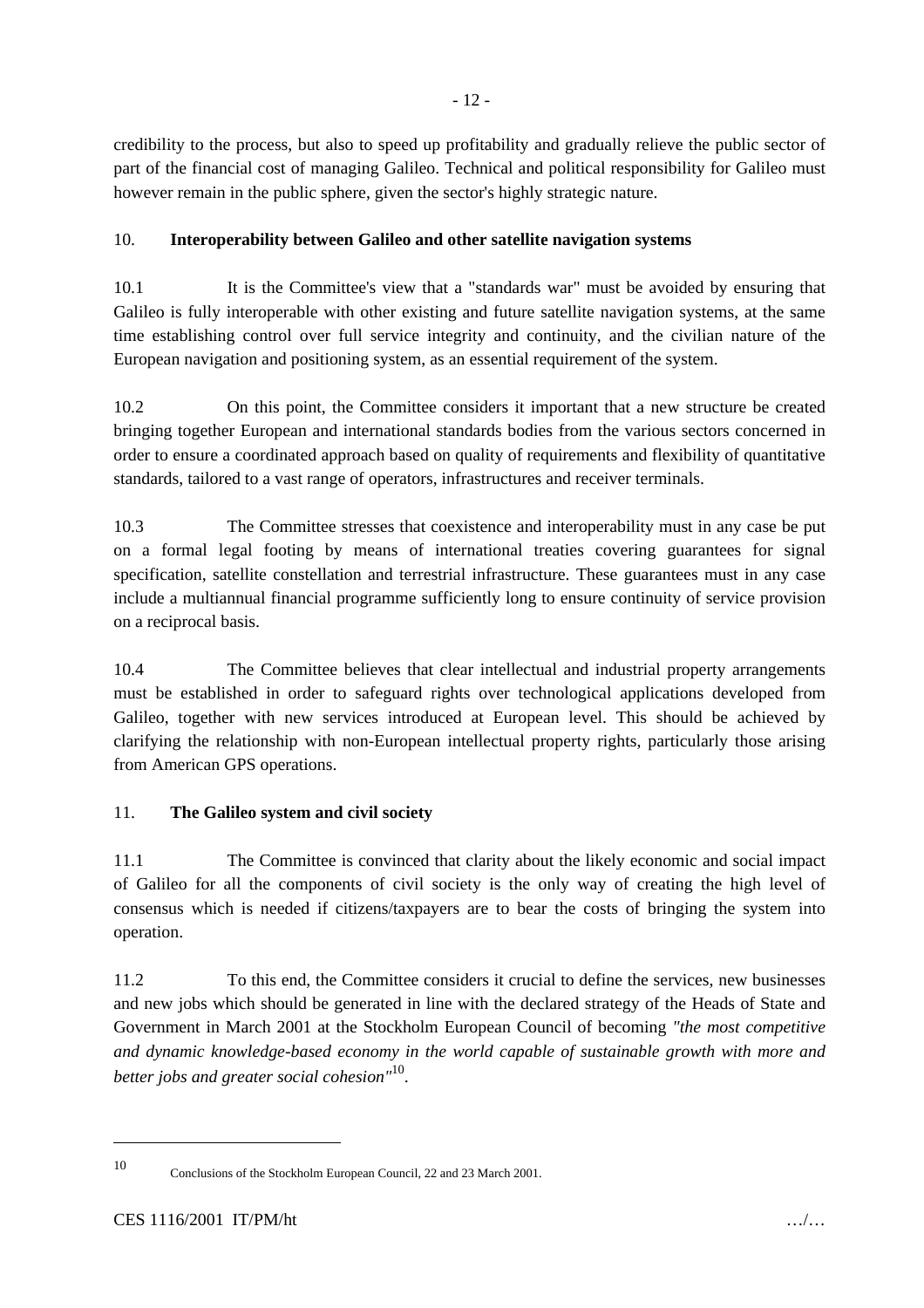credibility to the process, but also to speed up profitability and gradually relieve the public sector of part of the financial cost of managing Galileo. Technical and political responsibility for Galileo must however remain in the public sphere, given the sector's highly strategic nature.

## 10. **Interoperability between Galileo and other satellite navigation systems**

10.1 It is the Committee's view that a "standards war" must be avoided by ensuring that Galileo is fully interoperable with other existing and future satellite navigation systems, at the same time establishing control over full service integrity and continuity, and the civilian nature of the European navigation and positioning system, as an essential requirement of the system.

10.2 On this point, the Committee considers it important that a new structure be created bringing together European and international standards bodies from the various sectors concerned in order to ensure a coordinated approach based on quality of requirements and flexibility of quantitative standards, tailored to a vast range of operators, infrastructures and receiver terminals.

10.3 The Committee stresses that coexistence and interoperability must in any case be put on a formal legal footing by means of international treaties covering guarantees for signal specification, satellite constellation and terrestrial infrastructure. These guarantees must in any case include a multiannual financial programme sufficiently long to ensure continuity of service provision on a reciprocal basis.

10.4 The Committee believes that clear intellectual and industrial property arrangements must be established in order to safeguard rights over technological applications developed from Galileo, together with new services introduced at European level. This should be achieved by clarifying the relationship with non-European intellectual property rights, particularly those arising from American GPS operations.

## 11. **The Galileo system and civil society**

11.1 The Committee is convinced that clarity about the likely economic and social impact of Galileo for all the components of civil society is the only way of creating the high level of consensus which is needed if citizens/taxpayers are to bear the costs of bringing the system into operation.

11.2 To this end, the Committee considers it crucial to define the services, new businesses and new jobs which should be generated in line with the declared strategy of the Heads of State and Government in March 2001 at the Stockholm European Council of becoming *"the most competitive and dynamic knowledge-based economy in the world capable of sustainable growth with more and better jobs and greater social cohesion"*[10].

---

[10] Conclusions of the Stockholm European Council, 22 and 23 March 2001.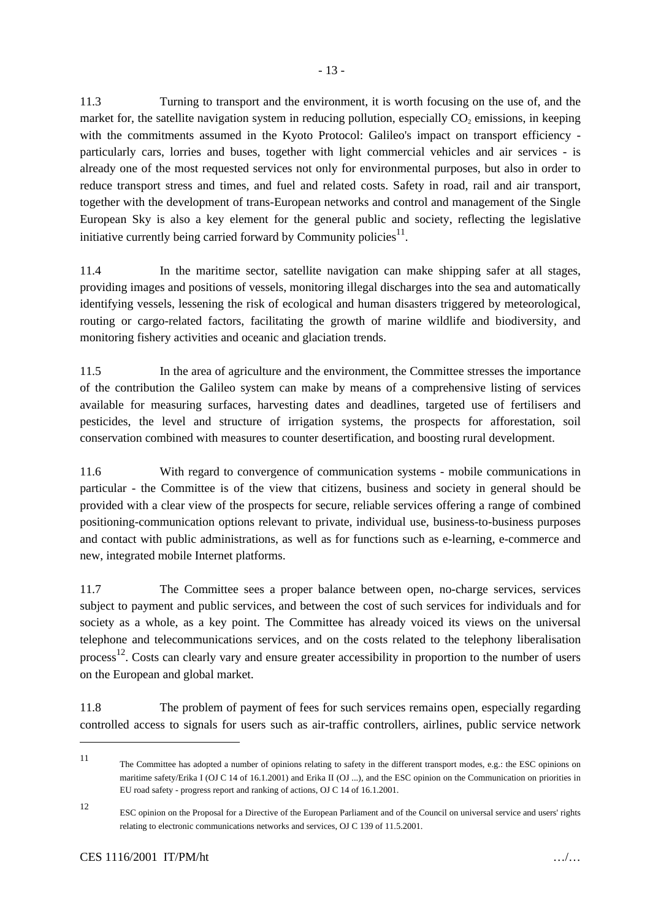11.3 Turning to transport and the environment, it is worth focusing on the use of, and the market for, the satellite navigation system in reducing pollution, especially $CO_2$ emissions, in keeping with the commitments assumed in the Kyoto Protocol: Galileo's impact on transport efficiency - particularly cars, lorries and buses, together with light commercial vehicles and air services - is already one of the most requested services not only for environmental purposes, but also in order to reduce transport stress and times, and fuel and related costs. Safety in road, rail and air transport, together with the development of trans-European networks and control and management of the Single European Sky is also a key element for the general public and society, reflecting the legislative initiative currently being carried forward by Community policies[11].

11.4 In the maritime sector, satellite navigation can make shipping safer at all stages, providing images and positions of vessels, monitoring illegal discharges into the sea and automatically identifying vessels, lessening the risk of ecological and human disasters triggered by meteorological, routing or cargo-related factors, facilitating the growth of marine wildlife and biodiversity, and monitoring fishery activities and oceanic and glaciation trends.

11.5 In the area of agriculture and the environment, the Committee stresses the importance of the contribution the Galileo system can make by means of a comprehensive listing of services available for measuring surfaces, harvesting dates and deadlines, targeted use of fertilisers and pesticides, the level and structure of irrigation systems, the prospects for afforestation, soil conservation combined with measures to counter desertification, and boosting rural development.

11.6 With regard to convergence of communication systems - mobile communications in particular - the Committee is of the view that citizens, business and society in general should be provided with a clear view of the prospects for secure, reliable services offering a range of combined positioning-communication options relevant to private, individual use, business-to-business purposes and contact with public administrations, as well as for functions such as e-learning, e-commerce and new, integrated mobile Internet platforms.

11.7 The Committee sees a proper balance between open, no-charge services, services subject to payment and public services, and between the cost of such services for individuals and for society as a whole, as a key point. The Committee has already voiced its views on the universal telephone and telecommunications services, and on the costs related to the telephony liberalisation process[12]. Costs can clearly vary and ensure greater accessibility in proportion to the number of users on the European and global market.

11.8 The problem of payment of fees for such services remains open, especially regarding controlled access to signals for users such as air-traffic controllers, airlines, public service network

---

[11] The Committee has adopted a number of opinions relating to safety in the different transport modes, e.g.: the ESC opinions on maritime safety/Erika I (OJ C 14 of 16.1.2001) and Erika II (OJ ...), and the ESC opinion on the Communication on priorities in EU road safety - progress report and ranking of actions, OJ C 14 of 16.1.2001.

[12] ESC opinion on the Proposal for a Directive of the European Parliament and of the Council on universal service and users' rights relating to electronic communications networks and services, OJ C 139 of 11.5.2001.

CES 1116/2001 IT/PM/ht …/…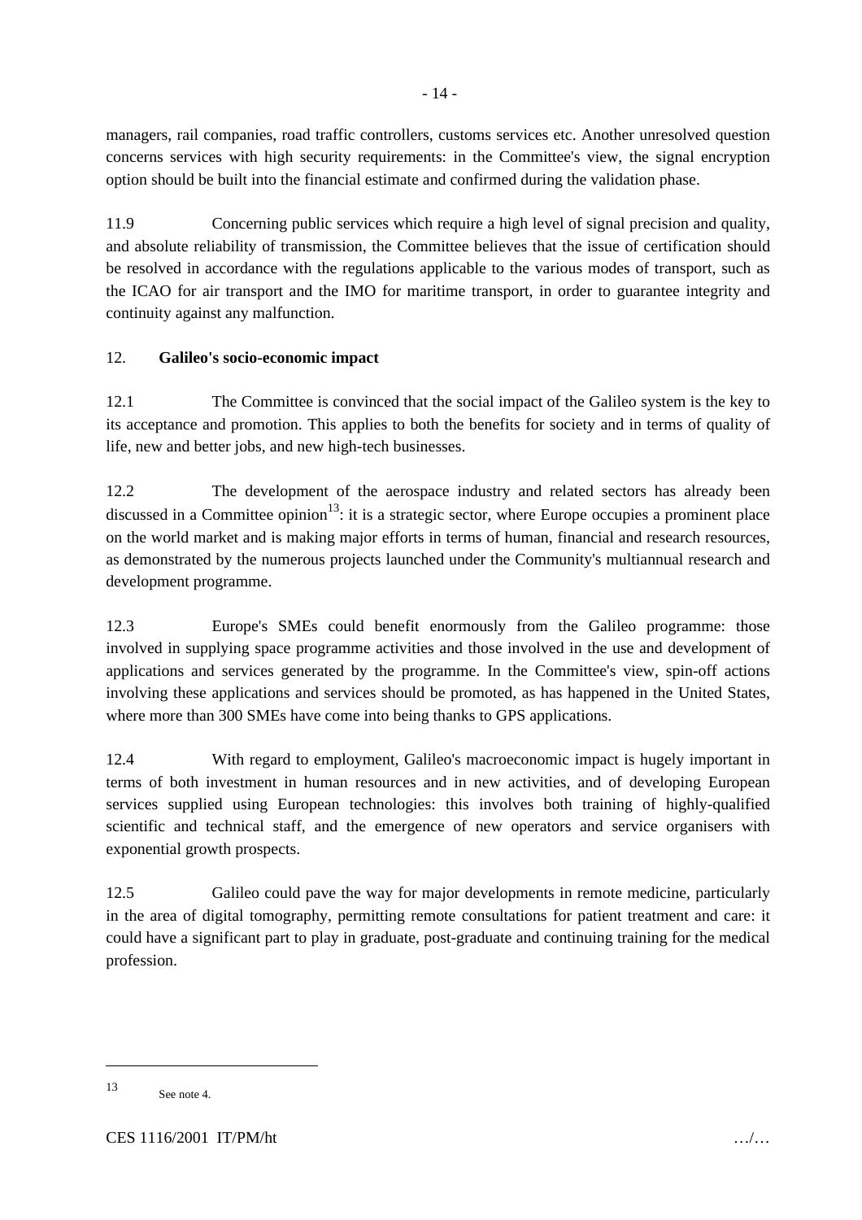managers, rail companies, road traffic controllers, customs services etc. Another unresolved question concerns services with high security requirements: in the Committee's view, the signal encryption option should be built into the financial estimate and confirmed during the validation phase.

11.9 Concerning public services which require a high level of signal precision and quality, and absolute reliability of transmission, the Committee believes that the issue of certification should be resolved in accordance with the regulations applicable to the various modes of transport, such as the ICAO for air transport and the IMO for maritime transport, in order to guarantee integrity and continuity against any malfunction.

## 12. **Galileo's socio-economic impact**

12.1 The Committee is convinced that the social impact of the Galileo system is the key to its acceptance and promotion. This applies to both the benefits for society and in terms of quality of life, new and better jobs, and new high-tech businesses.

12.2 The development of the aerospace industry and related sectors has already been discussed in a Committee opinion[13]: it is a strategic sector, where Europe occupies a prominent place on the world market and is making major efforts in terms of human, financial and research resources, as demonstrated by the numerous projects launched under the Community's multiannual research and development programme.

12.3 Europe's SMEs could benefit enormously from the Galileo programme: those involved in supplying space programme activities and those involved in the use and development of applications and services generated by the programme. In the Committee's view, spin-off actions involving these applications and services should be promoted, as has happened in the United States, where more than 300 SMEs have come into being thanks to GPS applications.

12.4 With regard to employment, Galileo's macroeconomic impact is hugely important in terms of both investment in human resources and in new activities, and of developing European services supplied using European technologies: this involves both training of highly-qualified scientific and technical staff, and the emergence of new operators and service organisers with exponential growth prospects.

12.5 Galileo could pave the way for major developments in remote medicine, particularly in the area of digital tomography, permitting remote consultations for patient treatment and care: it could have a significant part to play in graduate, post-graduate and continuing training for the medical profession.

---

[13] See note 4.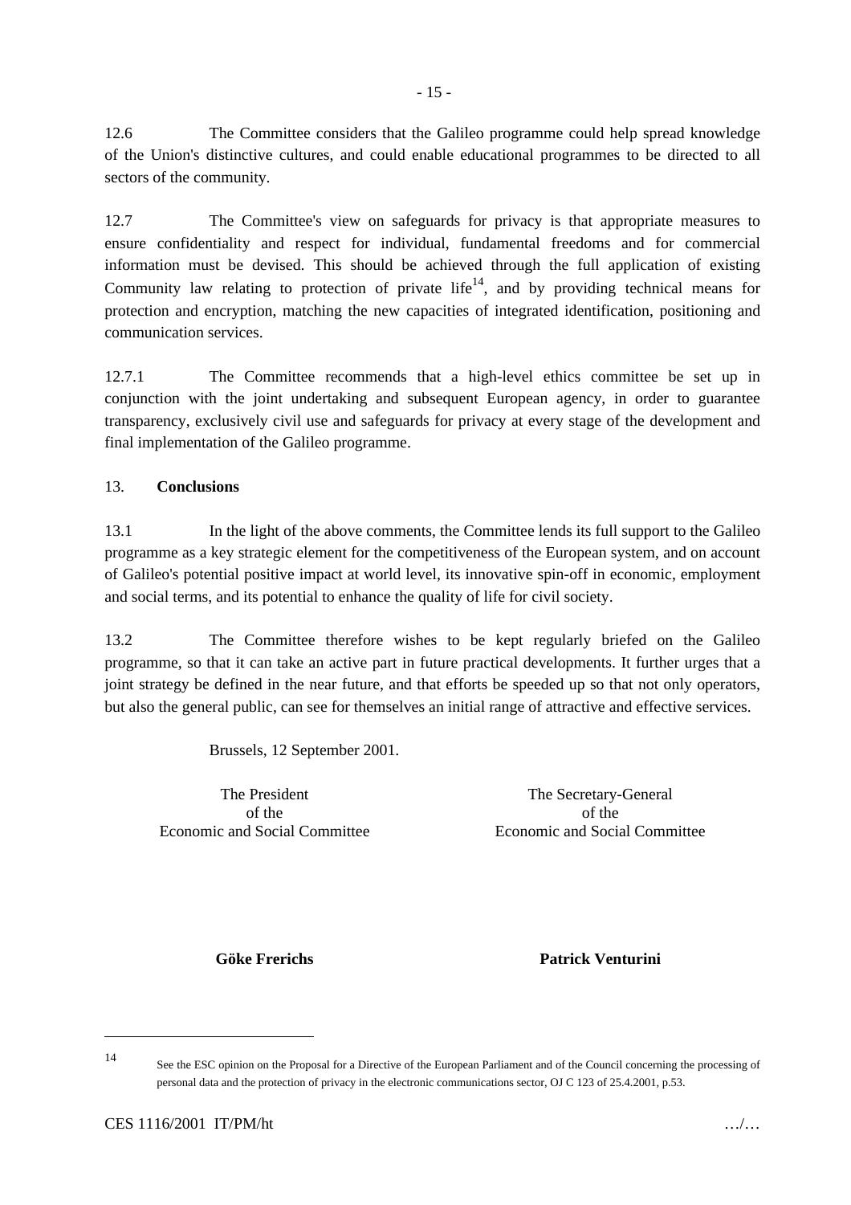12.6 The Committee considers that the Galileo programme could help spread knowledge of the Union's distinctive cultures, and could enable educational programmes to be directed to all sectors of the community.

12.7 The Committee's view on safeguards for privacy is that appropriate measures to ensure confidentiality and respect for individual, fundamental freedoms and for commercial information must be devised. This should be achieved through the full application of existing Community law relating to protection of private life[14], and by providing technical means for protection and encryption, matching the new capacities of integrated identification, positioning and communication services.

12.7.1 The Committee recommends that a high-level ethics committee be set up in conjunction with the joint undertaking and subsequent European agency, in order to guarantee transparency, exclusively civil use and safeguards for privacy at every stage of the development and final implementation of the Galileo programme.

13. **Conclusions**

13.1 In the light of the above comments, the Committee lends its full support to the Galileo programme as a key strategic element for the competitiveness of the European system, and on account of Galileo's potential positive impact at world level, its innovative spin-off in economic, employment and social terms, and its potential to enhance the quality of life for civil society.

13.2 The Committee therefore wishes to be kept regularly briefed on the Galileo programme, so that it can take an active part in future practical developments. It further urges that a joint strategy be defined in the near future, and that efforts be speeded up so that not only operators, but also the general public, can see for themselves an initial range of attractive and effective services.

Brussels, 12 September 2001.

| The President of the Economic and Social Committee | The Secretary-General of the Economic and Social Committee |
|---|---|
| **Göke Frerichs** | **Patrick Venturini** |

---

14 See the ESC opinion on the Proposal for a Directive of the European Parliament and of the Council concerning the processing of personal data and the protection of privacy in the electronic communications sector, OJ C 123 of 25.4.2001, p.53.